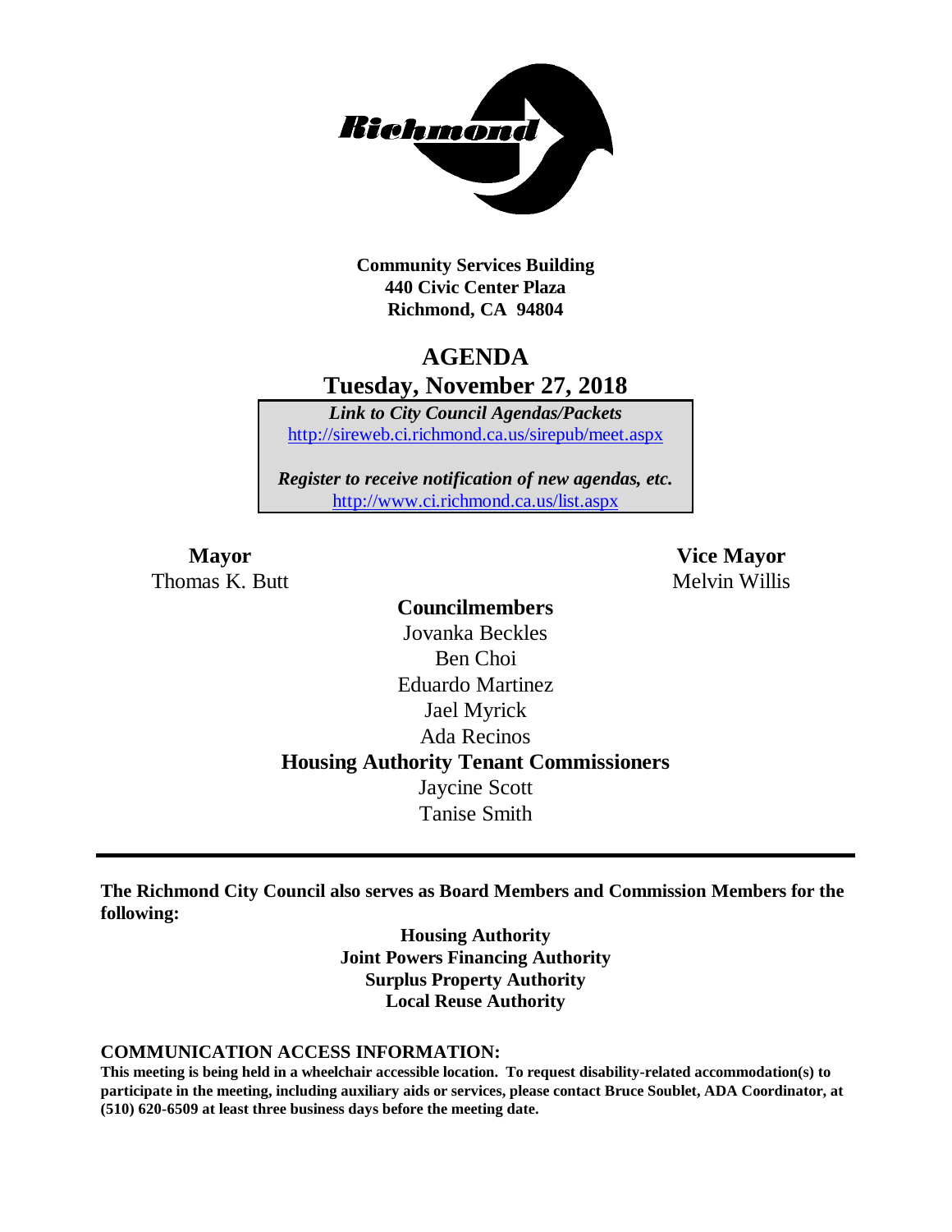**Community Services Building**
**440 Civic Center Plaza**
**Richmond, CA 94804**

# AGENDA
## Tuesday, November 27, 2018

***Link to City Council Agendas/Packets***
[http://sireweb.ci.richmond.ca.us/sirepub/meet.aspx](http://sireweb.ci.richmond.ca.us/sirepub/meet.aspx)

***Register to receive notification of new agendas, etc.***
[http://www.ci.richmond.ca.us/list.aspx](http://www.ci.richmond.ca.us/list.aspx)

**Mayor**
Thomas K. Butt

**Vice Mayor**
Melvin Willis

**Councilmembers**
Jovanka Beckles
Ben Choi
Eduardo Martinez
Jael Myrick
Ada Recinos

**Housing Authority Tenant Commissioners**
Jaycine Scott
Tanise Smith

---

**The Richmond City Council also serves as Board Members and Commission Members for the following:**

**Housing Authority**
**Joint Powers Financing Authority**
**Surplus Property Authority**
**Local Reuse Authority**

**COMMUNICATION ACCESS INFORMATION:**
**This meeting is being held in a wheelchair accessible location. To request disability-related accommodation(s) to participate in the meeting, including auxiliary aids or services, please contact Bruce Soublet, ADA Coordinator, at (510) 620-6509 at least three business days before the meeting date.**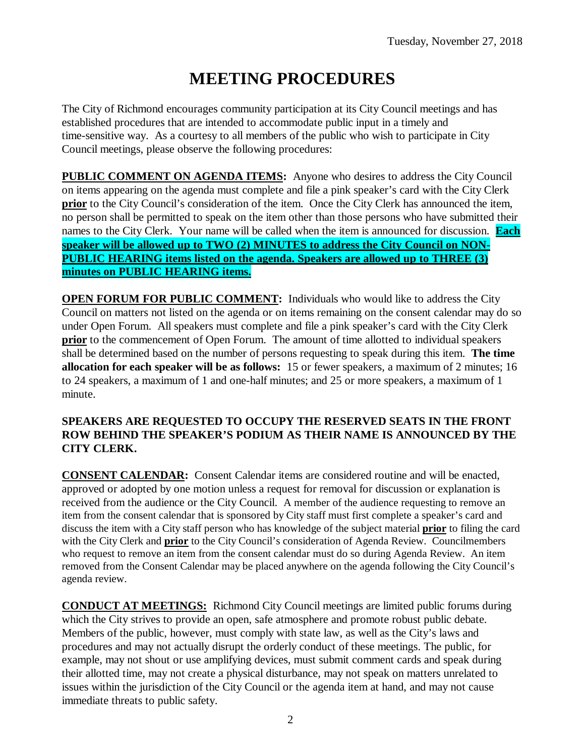Tuesday, November 27, 2018

# MEETING PROCEDURES

The City of Richmond encourages community participation at its City Council meetings and has established procedures that are intended to accommodate public input in a timely and time-sensitive way. As a courtesy to all members of the public who wish to participate in City Council meetings, please observe the following procedures:

**PUBLIC COMMENT ON AGENDA ITEMS:** Anyone who desires to address the City Council on items appearing on the agenda must complete and file a pink speaker's card with the City Clerk **prior** to the City Council's consideration of the item. Once the City Clerk has announced the item, no person shall be permitted to speak on the item other than those persons who have submitted their names to the City Clerk. Your name will be called when the item is announced for discussion. **Each speaker will be allowed up to TWO (2) MINUTES to address the City Council on NON-PUBLIC HEARING items listed on the agenda. Speakers are allowed up to THREE (3) minutes on PUBLIC HEARING items.**

**OPEN FORUM FOR PUBLIC COMMENT:** Individuals who would like to address the City Council on matters not listed on the agenda or on items remaining on the consent calendar may do so under Open Forum. All speakers must complete and file a pink speaker's card with the City Clerk **prior** to the commencement of Open Forum. The amount of time allotted to individual speakers shall be determined based on the number of persons requesting to speak during this item. **The time allocation for each speaker will be as follows:** 15 or fewer speakers, a maximum of 2 minutes; 16 to 24 speakers, a maximum of 1 and one-half minutes; and 25 or more speakers, a maximum of 1 minute.

**SPEAKERS ARE REQUESTED TO OCCUPY THE RESERVED SEATS IN THE FRONT ROW BEHIND THE SPEAKER'S PODIUM AS THEIR NAME IS ANNOUNCED BY THE CITY CLERK.**

**CONSENT CALENDAR:** Consent Calendar items are considered routine and will be enacted, approved or adopted by one motion unless a request for removal for discussion or explanation is received from the audience or the City Council. A member of the audience requesting to remove an item from the consent calendar that is sponsored by City staff must first complete a speaker's card and discuss the item with a City staff person who has knowledge of the subject material **prior** to filing the card with the City Clerk and **prior** to the City Council's consideration of Agenda Review. Councilmembers who request to remove an item from the consent calendar must do so during Agenda Review. An item removed from the Consent Calendar may be placed anywhere on the agenda following the City Council's agenda review.

**CONDUCT AT MEETINGS:** Richmond City Council meetings are limited public forums during which the City strives to provide an open, safe atmosphere and promote robust public debate. Members of the public, however, must comply with state law, as well as the City's laws and procedures and may not actually disrupt the orderly conduct of these meetings. The public, for example, may not shout or use amplifying devices, must submit comment cards and speak during their allotted time, may not create a physical disturbance, may not speak on matters unrelated to issues within the jurisdiction of the City Council or the agenda item at hand, and may not cause immediate threats to public safety.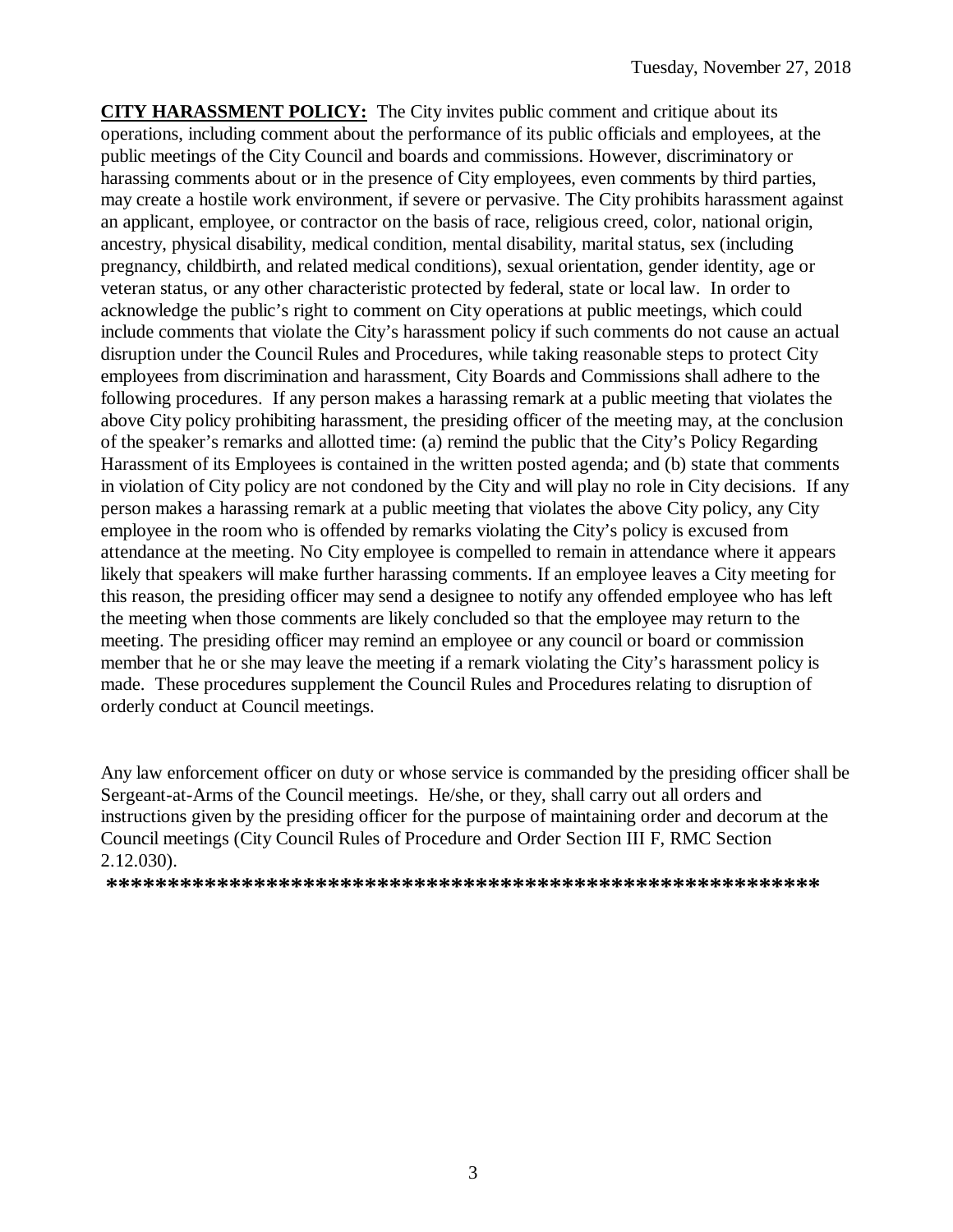**CITY HARASSMENT POLICY:** The City invites public comment and critique about its operations, including comment about the performance of its public officials and employees, at the public meetings of the City Council and boards and commissions. However, discriminatory or harassing comments about or in the presence of City employees, even comments by third parties, may create a hostile work environment, if severe or pervasive. The City prohibits harassment against an applicant, employee, or contractor on the basis of race, religious creed, color, national origin, ancestry, physical disability, medical condition, mental disability, marital status, sex (including pregnancy, childbirth, and related medical conditions), sexual orientation, gender identity, age or veteran status, or any other characteristic protected by federal, state or local law. In order to acknowledge the public's right to comment on City operations at public meetings, which could include comments that violate the City's harassment policy if such comments do not cause an actual disruption under the Council Rules and Procedures, while taking reasonable steps to protect City employees from discrimination and harassment, City Boards and Commissions shall adhere to the following procedures. If any person makes a harassing remark at a public meeting that violates the above City policy prohibiting harassment, the presiding officer of the meeting may, at the conclusion of the speaker's remarks and allotted time: (a) remind the public that the City's Policy Regarding Harassment of its Employees is contained in the written posted agenda; and (b) state that comments in violation of City policy are not condoned by the City and will play no role in City decisions. If any person makes a harassing remark at a public meeting that violates the above City policy, any City employee in the room who is offended by remarks violating the City's policy is excused from attendance at the meeting. No City employee is compelled to remain in attendance where it appears likely that speakers will make further harassing comments. If an employee leaves a City meeting for this reason, the presiding officer may send a designee to notify any offended employee who has left the meeting when those comments are likely concluded so that the employee may return to the meeting. The presiding officer may remind an employee or any council or board or commission member that he or she may leave the meeting if a remark violating the City's harassment policy is made. These procedures supplement the Council Rules and Procedures relating to disruption of orderly conduct at Council meetings.

Any law enforcement officer on duty or whose service is commanded by the presiding officer shall be Sergeant-at-Arms of the Council meetings. He/she, or they, shall carry out all orders and instructions given by the presiding officer for the purpose of maintaining order and decorum at the Council meetings (City Council Rules of Procedure and Order Section III F, RMC Section 2.12.030).

**\*\*\*\*\*\*\*\*\*\*\*\*\*\*\*\*\*\*\*\*\*\*\*\*\*\*\*\*\*\*\*\*\*\*\*\*\*\*\*\*\*\*\*\*\*\*\*\*\*\*\*\*\*\*\*\*\*\*\***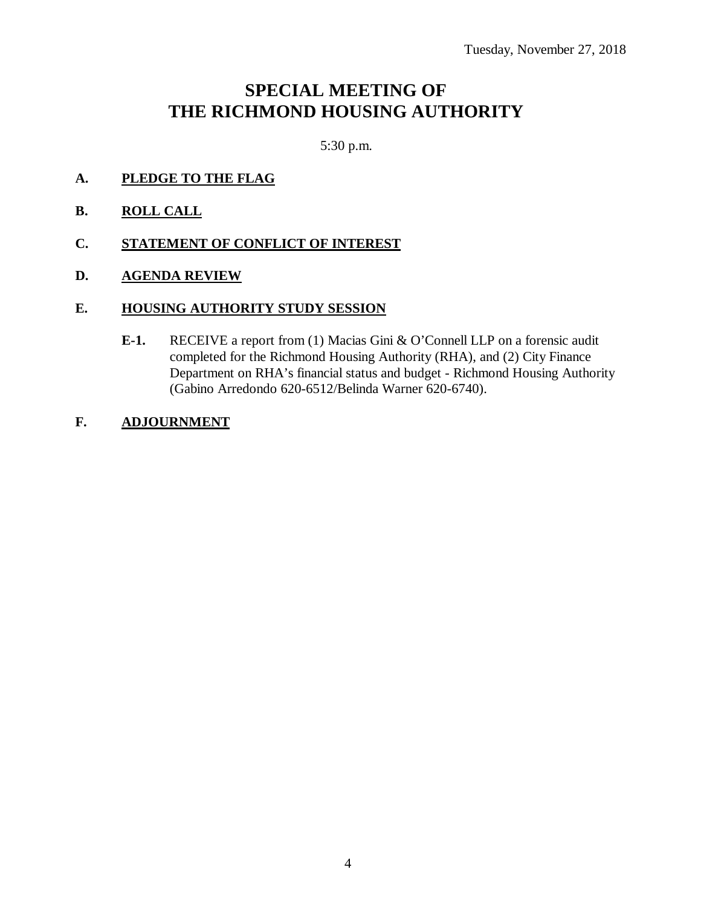Tuesday, November 27, 2018

# SPECIAL MEETING OF THE RICHMOND HOUSING AUTHORITY

5:30 p.m.

**A. PLEDGE TO THE FLAG**

**B. ROLL CALL**

**C. STATEMENT OF CONFLICT OF INTEREST**

**D. AGENDA REVIEW**

**E. HOUSING AUTHORITY STUDY SESSION**

**E-1.** RECEIVE a report from (1) Macias Gini & O'Connell LLP on a forensic audit completed for the Richmond Housing Authority (RHA), and (2) City Finance Department on RHA's financial status and budget - Richmond Housing Authority (Gabino Arredondo 620-6512/Belinda Warner 620-6740).

**F. ADJOURNMENT**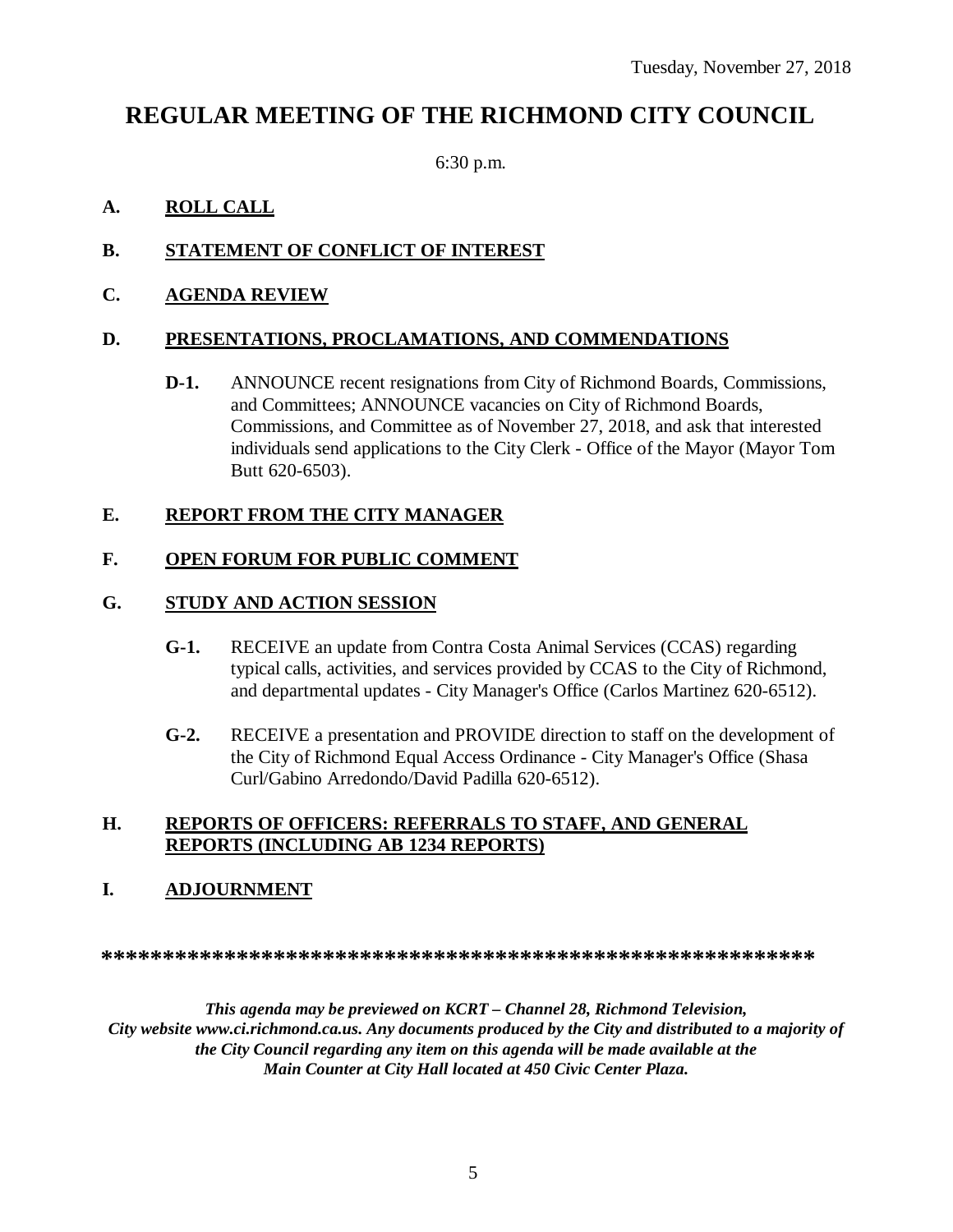Tuesday, November 27, 2018

# REGULAR MEETING OF THE RICHMOND CITY COUNCIL

6:30 p.m.

**A. ROLL CALL**

**B. STATEMENT OF CONFLICT OF INTEREST**

**C. AGENDA REVIEW**

**D. PRESENTATIONS, PROCLAMATIONS, AND COMMENDATIONS**

**D-1.** ANNOUNCE recent resignations from City of Richmond Boards, Commissions, and Committees; ANNOUNCE vacancies on City of Richmond Boards, Commissions, and Committee as of November 27, 2018, and ask that interested individuals send applications to the City Clerk - Office of the Mayor (Mayor Tom Butt 620-6503).

**E. REPORT FROM THE CITY MANAGER**

**F. OPEN FORUM FOR PUBLIC COMMENT**

**G. STUDY AND ACTION SESSION**

**G-1.** RECEIVE an update from Contra Costa Animal Services (CCAS) regarding typical calls, activities, and services provided by CCAS to the City of Richmond, and departmental updates - City Manager's Office (Carlos Martinez 620-6512).

**G-2.** RECEIVE a presentation and PROVIDE direction to staff on the development of the City of Richmond Equal Access Ordinance - City Manager's Office (Shasa Curl/Gabino Arredondo/David Padilla 620-6512).

**H. REPORTS OF OFFICERS: REFERRALS TO STAFF, AND GENERAL REPORTS (INCLUDING AB 1234 REPORTS)**

**I. ADJOURNMENT**

**\*\*\*\*\*\*\*\*\*\*\*\*\*\*\*\*\*\*\*\*\*\*\*\*\*\*\*\*\*\*\*\*\*\*\*\*\*\*\*\*\*\*\*\*\*\*\*\*\*\*\*\*\*\*\*\*\*\*\*\***

***This agenda may be previewed on KCRT – Channel 28, Richmond Television, City website www.ci.richmond.ca.us. Any documents produced by the City and distributed to a majority of the City Council regarding any item on this agenda will be made available at the Main Counter at City Hall located at 450 Civic Center Plaza.***